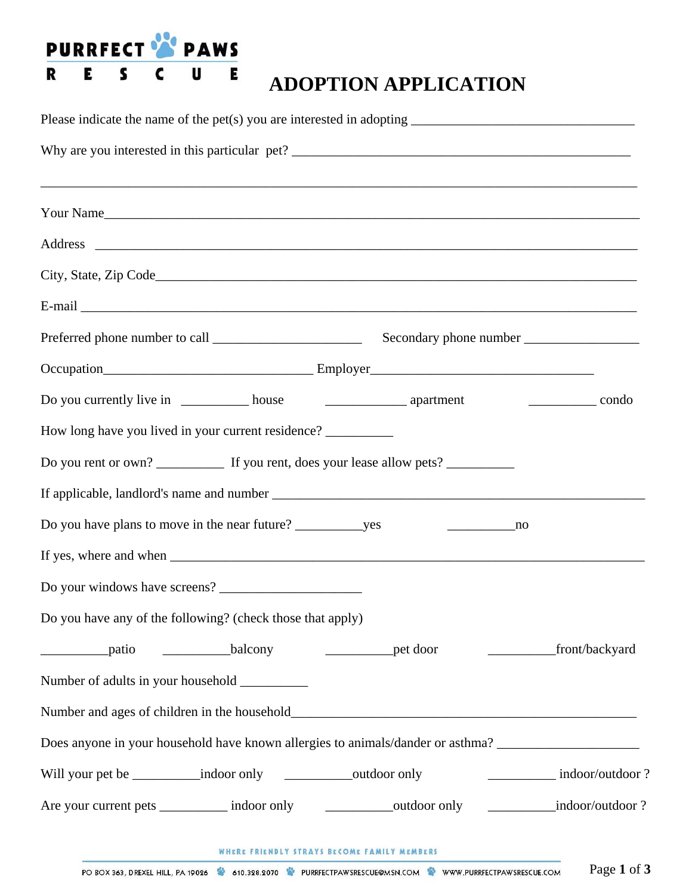PURRFECT PAWS RESCUE

# ADOPTION APPLICATION

Please indicate the name of the pet(s) you are interested in adopting _________________________________

Why are you interested in this particular pet? _____________________________________________________

_____________________________________________________________________________________

Your Name_____________________________________________________________________________

Address ______________________________________________________________________________

City, State, Zip Code____________________________________________________________________

E-mail _______________________________________________________________________________

Preferred phone number to call ______________________ Secondary phone number _________________

Occupation_______________________________ Employer_________________________________

Do you currently live in __________ house ____________ apartment __________ condo

How long have you lived in your current residence? __________

Do you rent or own? __________ If you rent, does your lease allow pets? __________

If applicable, landlord's name and number ____________________________________________________

Do you have plans to move in the near future? __________yes __________no

If yes, where and when ___________________________________________________________________

Do your windows have screens? _____________________

Do you have any of the following? (check those that apply)

__________patio __________balcony __________pet door __________front/backyard

Number of adults in your household __________

Number and ages of children in the household_________________________________________________

Does anyone in your household have known allergies to animals/dander or asthma? _____________________

Will your pet be __________indoor only __________outdoor only __________ indoor/outdoor ?

Are your current pets __________ indoor only __________outdoor only __________indoor/outdoor ?

WHERE FRIENDLY STRAYS BECOME FAMILY MEMBERS

PO BOX 363, DREXEL HILL, PA 19026 · 610.328.2070 · PURRFECTPAWSRESCUE@MSN.COM · WWW.PURRFECTPAWSRESCUE.COM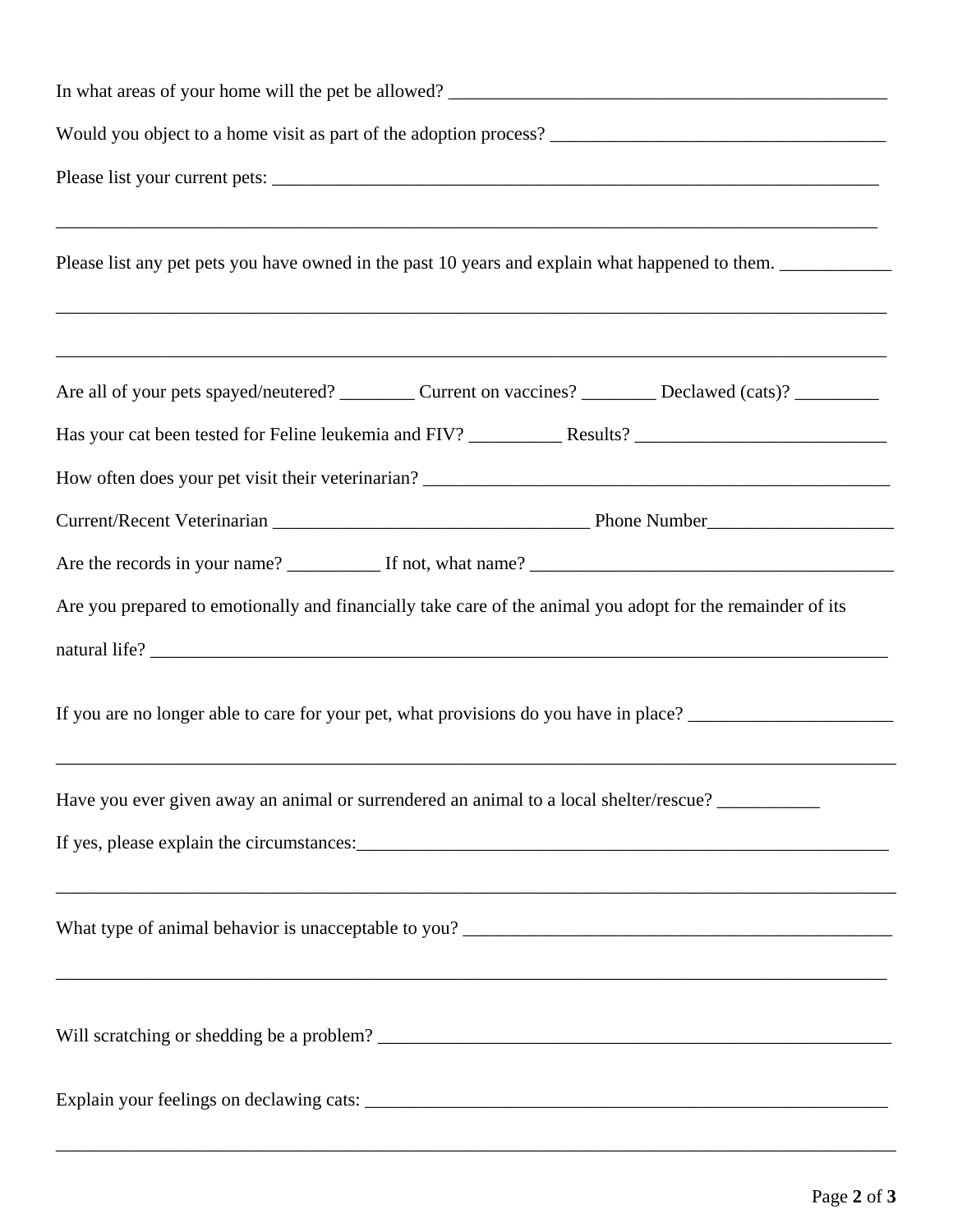In what areas of your home will the pet be allowed? _______________________________________________

Would you object to a home visit as part of the adoption process? ____________________________________

Please list your current pets: ____________________________________________________________________

___________________________________________________________________________________________

Please list any pet pets you have owned in the past 10 years and explain what happened to them. ___________

___________________________________________________________________________________________

___________________________________________________________________________________________

Are all of your pets spayed/neutered? ________ Current on vaccines? ________ Declawed (cats)? _________

Has your cat been tested for Feline leukemia and FIV? __________ Results? ___________________________

How often does your pet visit their veterinarian? _____________________________________________________

Current/Recent Veterinarian __________________________________ Phone Number____________________

Are the records in your name? __________ If not, what name? _______________________________________

Are you prepared to emotionally and financially take care of the animal you adopt for the remainder of its natural life? _______________________________________________________________________________

If you are no longer able to care for your pet, what provisions do you have in place? ______________________

___________________________________________________________________________________________

Have you ever given away an animal or surrendered an animal to a local shelter/rescue? ___________

If yes, please explain the circumstances:___________________________________________________________

___________________________________________________________________________________________

What type of animal behavior is unacceptable to you? ________________________________________________

___________________________________________________________________________________________

Will scratching or shedding be a problem? __________________________________________________________

Explain your feelings on declawing cats: ___________________________________________________________

___________________________________________________________________________________________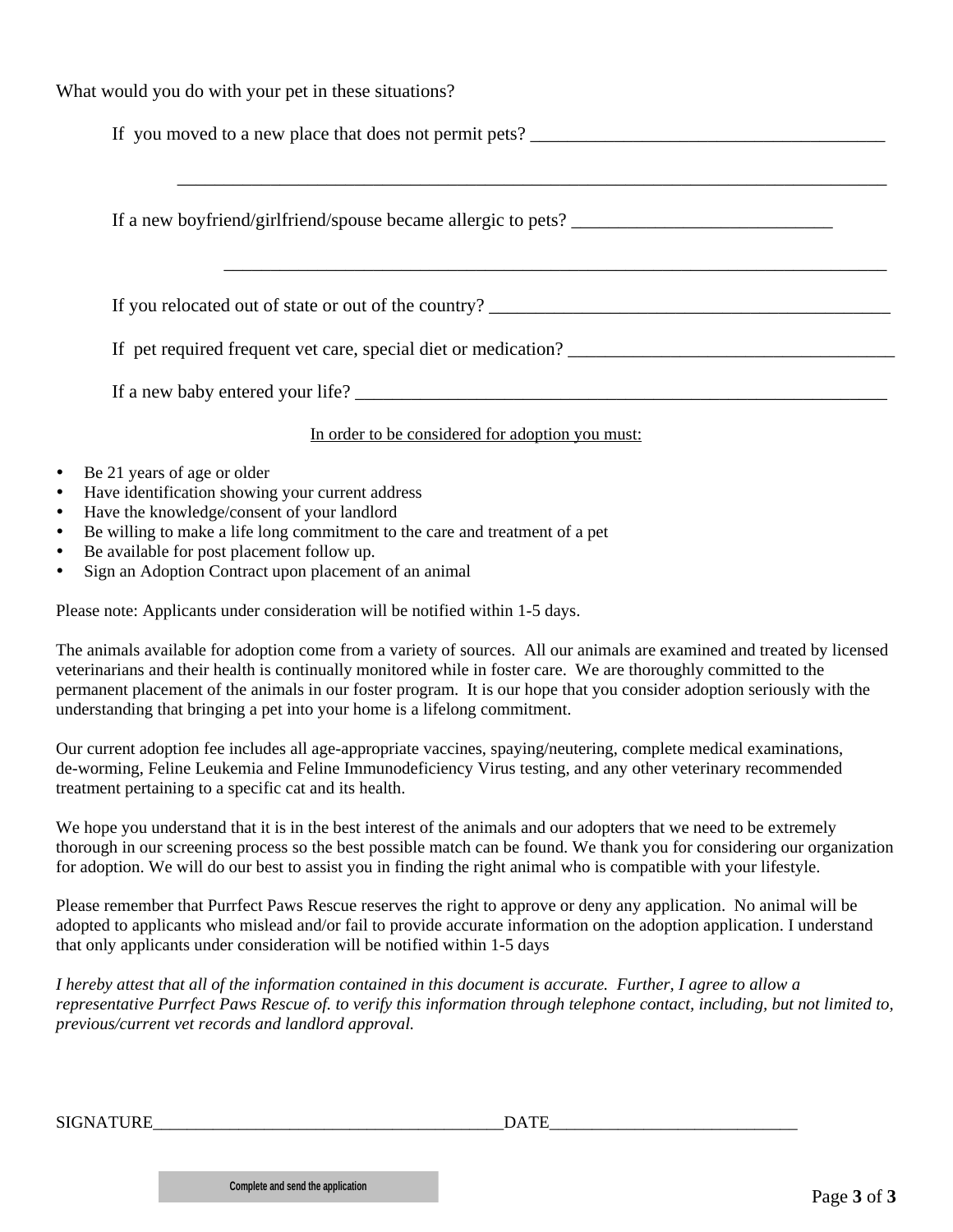What would you do with your pet in these situations?

If you moved to a new place that does not permit pets? ________________________________________

________________________________________________________________________________

If a new boyfriend/girlfriend/spouse became allergic to pets? _____________________________

____________________________________________________________________________

If you relocated out of state or out of the country? ______________________________________________

If pet required frequent vet care, special diet or medication? ____________________________________

If a new baby entered your life? __________________________________________________________

<u>In order to be considered for adoption you must:</u>

- Be 21 years of age or older
- Have identification showing your current address
- Have the knowledge/consent of your landlord
- Be willing to make a life long commitment to the care and treatment of a pet
- Be available for post placement follow up.
- Sign an Adoption Contract upon placement of an animal

Please note: Applicants under consideration will be notified within 1-5 days.

The animals available for adoption come from a variety of sources. All our animals are examined and treated by licensed veterinarians and their health is continually monitored while in foster care. We are thoroughly committed to the permanent placement of the animals in our foster program. It is our hope that you consider adoption seriously with the understanding that bringing a pet into your home is a lifelong commitment.

Our current adoption fee includes all age-appropriate vaccines, spaying/neutering, complete medical examinations, de-worming, Feline Leukemia and Feline Immunodeficiency Virus testing, and any other veterinary recommended treatment pertaining to a specific cat and its health.

We hope you understand that it is in the best interest of the animals and our adopters that we need to be extremely thorough in our screening process so the best possible match can be found. We thank you for considering our organization for adoption. We will do our best to assist you in finding the right animal who is compatible with your lifestyle.

Please remember that Purrfect Paws Rescue reserves the right to approve or deny any application. No animal will be adopted to applicants who mislead and/or fail to provide accurate information on the adoption application. I understand that only applicants under consideration will be notified within 1-5 days

*I hereby attest that all of the information contained in this document is accurate. Further, I agree to allow a representative Purrfect Paws Rescue of. to verify this information through telephone contact, including, but not limited to, previous/current vet records and landlord approval.*

SIGNATURE_________________________________________DATE_____________________________

Complete and send the application